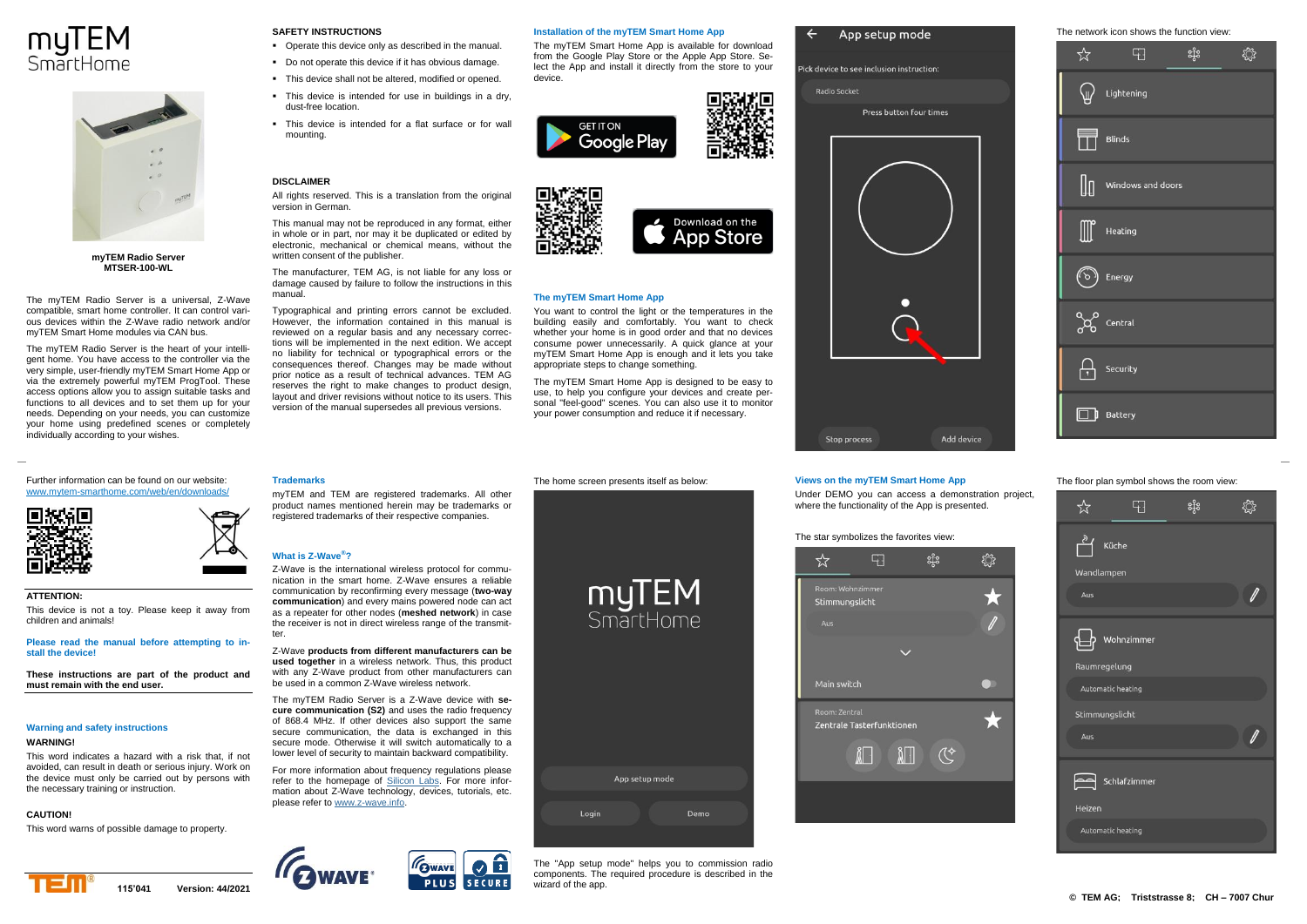# myTEM SmartHome

**myTEM Radio Server**
**MTSER-100-WL**

The myTEM Radio Server is a universal, Z-Wave compatible, smart home controller. It can control various devices within the Z-Wave radio network and/or myTEM Smart Home modules via CAN bus.

The myTEM Radio Server is the heart of your intelligent home. You have access to the controller via the very simple, user-friendly myTEM Smart Home App or via the extremely powerful myTEM ProgTool. These access options allow you to assign suitable tasks and functions to all devices and to set them up for your needs. Depending on your needs, you can customize your home using predefined scenes or completely individually according to your wishes.

Further information can be found on our website:
www.mytem-smarthome.com/web/en/downloads/

**ATTENTION:**

This device is not a toy. Please keep it away from children and animals!

**Please read the manual before attempting to install the device!**

**These instructions are part of the product and must remain with the end user.**

### Warning and safety instructions

**WARNING!**

This word indicates a hazard with a risk that, if not avoided, can result in death or serious injury. Work on the device must only be carried out by persons with the necessary training or instruction.

**CAUTION!**

This word warns of possible damage to property.

115'041 Version: 44/2021

### SAFETY INSTRUCTIONS

- Operate this device only as described in the manual.
- Do not operate this device if it has obvious damage.
- This device shall not be altered, modified or opened.
- This device is intended for use in buildings in a dry, dust-free location.
- This device is intended for a flat surface or for wall mounting.

### DISCLAIMER

All rights reserved. This is a translation from the original version in German.

This manual may not be reproduced in any format, either in whole or in part, nor may it be duplicated or edited by electronic, mechanical or chemical means, without the written consent of the publisher.

The manufacturer, TEM AG, is not liable for any loss or damage caused by failure to follow the instructions in this manual.

Typographical and printing errors cannot be excluded. However, the information contained in this manual is reviewed on a regular basis and any necessary corrections will be implemented in the next edition. We accept no liability for technical or typographical errors or the consequences thereof. Changes may be made without prior notice as a result of technical advances. TEM AG reserves the right to make changes to product design, layout and driver revisions without notice to its users. This version of the manual supersedes all previous versions.

### Trademarks

myTEM and TEM are registered trademarks. All other product names mentioned herein may be trademarks or registered trademarks of their respective companies.

### What is Z-Wave®?

Z-Wave is the international wireless protocol for communication in the smart home. Z-Wave ensures a reliable communication by reconfirming every message (**two-way communication**) and every mains powered node can act as a repeater for other nodes (**meshed network**) in case the receiver is not in direct wireless range of the transmitter.

Z-Wave **products from different manufacturers can be used together** in a wireless network. Thus, this product with any Z-Wave product from other manufacturers can be used in a common Z-Wave wireless network.

The myTEM Radio Server is a Z-Wave device with **secure communication (S2)** and uses the radio frequency of 868.4 MHz. If other devices also support the same secure communication, the data is exchanged in this secure mode. Otherwise it will switch automatically to a lower level of security to maintain backward compatibility.

For more information about frequency regulations please refer to the homepage of Silicon Labs. For more information about Z-Wave technology, devices, tutorials, etc. please refer to www.z-wave.info.

### Installation of the myTEM Smart Home App

The myTEM Smart Home App is available for download from the Google Play Store or the Apple App Store. Select the App and install it directly from the store to your device.

### The myTEM Smart Home App

You want to control the light or the temperatures in the building easily and comfortably. You want to check whether your home is in good order and that no devices consume power unnecessarily. A quick glance at your myTEM Smart Home App is enough and it lets you take appropriate steps to change something.

The myTEM Smart Home App is designed to be easy to use, to help you configure your devices and create personal "feel-good" scenes. You can also use it to monitor your power consumption and reduce it if necessary.

The home screen presents itself as below:

The "App setup mode" helps you to commission radio components. The required procedure is described in the wizard of the app.

### Views on the myTEM Smart Home App

Under DEMO you can access a demonstration project, where the functionality of the App is presented.

The star symbolizes the favorites view:

The network icon shows the function view:

The floor plan symbol shows the room view:

© TEM AG; Triststrasse 8; CH – 7007 Chur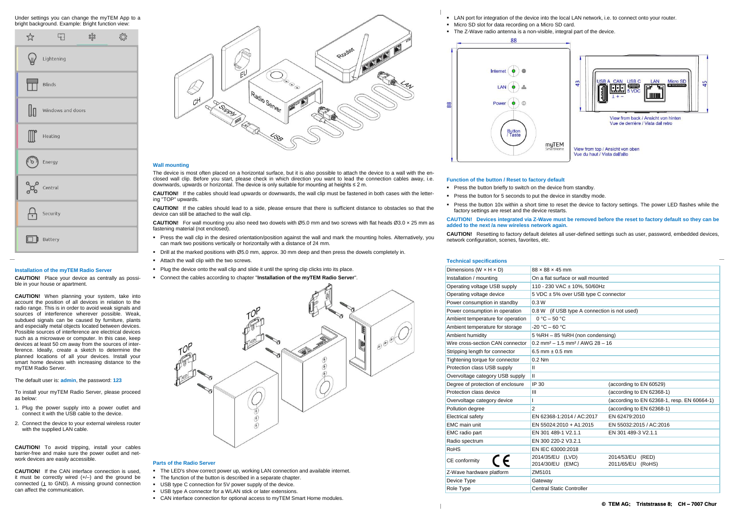Under settings you can change the myTEM App to a bright background. Example: Bright function view:

Lightening

Blinds

Windows and doors

Heating

Energy

Central

Security

Battery

### Installation of the myTEM Radio Server

**CAUTION!** Place your device as centrally as possible in your house or apartment.

**CAUTION!** When planning your system, take into account the position of all devices in relation to the radio range. This is in order to avoid weak signals and sources of interference wherever possible. Weak, subdued signals can be caused by furniture, plants and especially metal objects located between devices. Possible sources of interference are electrical devices such as a microwave or computer. In this case, keep devices at least 50 cm away from the sources of interference. Ideally, create a sketch to determine the planned locations of all your devices. Install your smart home devices with increasing distance to the myTEM Radio Server.

The default user is: **admin**, the password: **123**

To install your myTEM Radio Server, please proceed as below:

1. Plug the power supply into a power outlet and connect it with the USB cable to the device.
2. Connect the device to your external wireless router with the supplied LAN cable.

**CAUTION!** To avoid tripping, install your cables barrier-free and make sure the power outlet and network devices are easily accessible.

**CAUTION!** If the CAN interface connection is used, it must be correctly wired (+/–) and the ground be connected (⊥ to GND). A missing ground connection can affect the communication.

CH

EU

Supply

Radio Server

USB

Router

LAN

### Wall mounting

The device is most often placed on a horizontal surface, but it is also possible to attach the device to a wall with the enclosed wall clip. Before you start, please check in which direction you want to lead the connection cables away, i.e. downwards, upwards or horizontal. The device is only suitable for mounting at heights ≤ 2 m.

**CAUTION!** If the cables should lead upwards or downwards, the wall clip must be fastened in both cases with the lettering "TOP" upwards.

**CAUTION!** If the cables should lead to a side, please ensure that there is sufficient distance to obstacles so that the device can still be attached to the wall clip.

**CAUTION!** For wall mounting you also need two dowels with Ø5.0 mm and two screws with flat heads Ø3.0 × 25 mm as fastening material (not enclosed).

- Press the wall clip in the desired orientation/position against the wall and mark the mounting holes. Alternatively, you can mark two positions vertically or horizontally with a distance of 24 mm.
- Drill at the marked positions with Ø5.0 mm, approx. 30 mm deep and then press the dowels completely in.
- Attach the wall clip with the two screws.
- Plug the device onto the wall clip and slide it until the spring clip clicks into its place.
- Connect the cables according to chapter "**Installation of the myTEM Radio Server**".

TOP

TOP

### Parts of the Radio Server

- The LED's show correct power up, working LAN connection and available internet.
- The function of the button is described in a separate chapter.
- USB type C connection for 5V power supply of the device.
- USB type A connector for a WLAN stick or later extensions.
- CAN interface connection for optional access to myTEM Smart Home modules.
- LAN port for integration of the device into the local LAN network, i.e. to connect onto your router.
- Micro SD slot for data recording on a Micro SD card.
- The Z-Wave radio antenna is a non-visible, integral part of the device.

88

Internet

LAN

Power

Button / Taste

myTEM SmartHome

88

43

USB A CAN USB C 5 VDC LAN Micro SD

⊥ + –

45

View from back / Ansicht von hinten
Vue de derrière / Vista dal retro

View from top / Ansicht von oben
Vue du haut / Vista dall'alto

### Function of the button / Reset to factory default

- Press the button briefly to switch on the device from standby.
- Press the button for 5 seconds to put the device in standby mode.
- Press the button 10x within a short time to reset the device to factory settings. The power LED flashes while the factory settings are reset and the device restarts.

**CAUTION! Devices integrated via Z-Wave must be removed before the reset to factory default so they can be added to the next /a new wireless network again.**

**CAUTION!** Resetting to factory default deletes all user-defined settings such as user, password, embedded devices, network configuration, scenes, favorites, etc.

### Technical specifications

| | | |
|---|---|---|
| Dimensions (W × H × D) | 88 × 88 × 45 mm | |
| Installation / mounting | On a flat surface or wall mounted | |
| Operating voltage USB supply | 110 - 230 VAC ± 10%, 50/60Hz | |
| Operating voltage device | 5 VDC ± 5% over USB type C connector | |
| Power consumption in standby | 0.3 W | |
| Power consumption in operation | 0.8 W (if USB type A connection is not used) | |
| Ambient temperature for operation | 0 °C – 50 °C | |
| Ambient temperature for storage | -20 °C – 60 °C | |
| Ambient humidity | 5 %RH – 85 %RH (non condensing) | |
| Wire cross-section CAN connector | 0.2 mm² – 1.5 mm² / AWG 28 – 16 | |
| Stripping length for connector | 6.5 mm ± 0.5 mm | |
| Tightening torque for connector | 0.2 Nm | |
| Protection class USB supply | II | |
| Overvoltage category USB supply | II | |
| Degree of protection of enclosure | IP 30 | (according to EN 60529) |
| Protection class device | III | (according to EN 62368-1) |
| Overvoltage category device | I | (according to EN 62368-1, resp. EN 60664-1) |
| Pollution degree | 2 | (according to EN 62368-1) |
| Electrical safety | EN 62368-1:2014 / AC:2017 | EN 62479:2010 |
| EMC main unit | EN 55024:2010 + A1:2015 | EN 55032:2015 / AC:2016 |
| EMC radio part | EN 301 489-1 V2.1.1 | EN 301 489-3 V2.1.1 |
| Radio spectrum | EN 300 220-2 V3.2.1 | |
| RoHS | EN IEC 63000:2018 | |
| CE conformity | 2014/35/EU (LVD)<br>2014/30/EU (EMC) | 2014/53/EU (RED)<br>2011/65/EU (RoHS) |
| Z-Wave hardware platform | ZM5101 | |
| Device Type | Gateway | |
| Role Type | Central Static Controller | |

**© TEM AG; Triststrasse 8; CH – 7007 Chur**